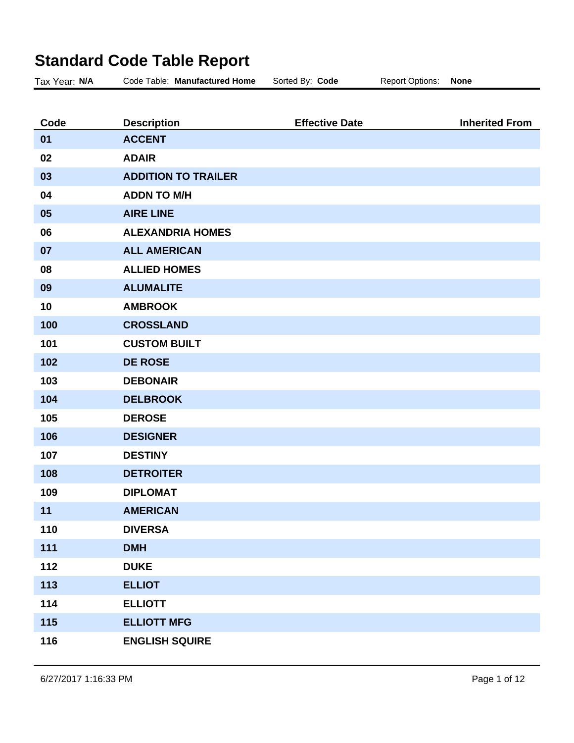# Standard Code Table Report

Tax Year: **N/A** Code Table: **Manufactured Home** Sorted By: **Code** Report Options: **None**

| Code | Description | Effective Date | Inherited From |
|---|---|---|---|
| 01 | ACCENT | | |
| 02 | ADAIR | | |
| 03 | ADDITION TO TRAILER | | |
| 04 | ADDN TO M/H | | |
| 05 | AIRE LINE | | |
| 06 | ALEXANDRIA HOMES | | |
| 07 | ALL AMERICAN | | |
| 08 | ALLIED HOMES | | |
| 09 | ALUMALITE | | |
| 10 | AMBROOK | | |
| 100 | CROSSLAND | | |
| 101 | CUSTOM BUILT | | |
| 102 | DE ROSE | | |
| 103 | DEBONAIR | | |
| 104 | DELBROOK | | |
| 105 | DEROSE | | |
| 106 | DESIGNER | | |
| 107 | DESTINY | | |
| 108 | DETROITER | | |
| 109 | DIPLOMAT | | |
| 11 | AMERICAN | | |
| 110 | DIVERSA | | |
| 111 | DMH | | |
| 112 | DUKE | | |
| 113 | ELLIOT | | |
| 114 | ELLIOTT | | |
| 115 | ELLIOTT MFG | | |
| 116 | ENGLISH SQUIRE | | |

6/27/2017 1:16:33 PM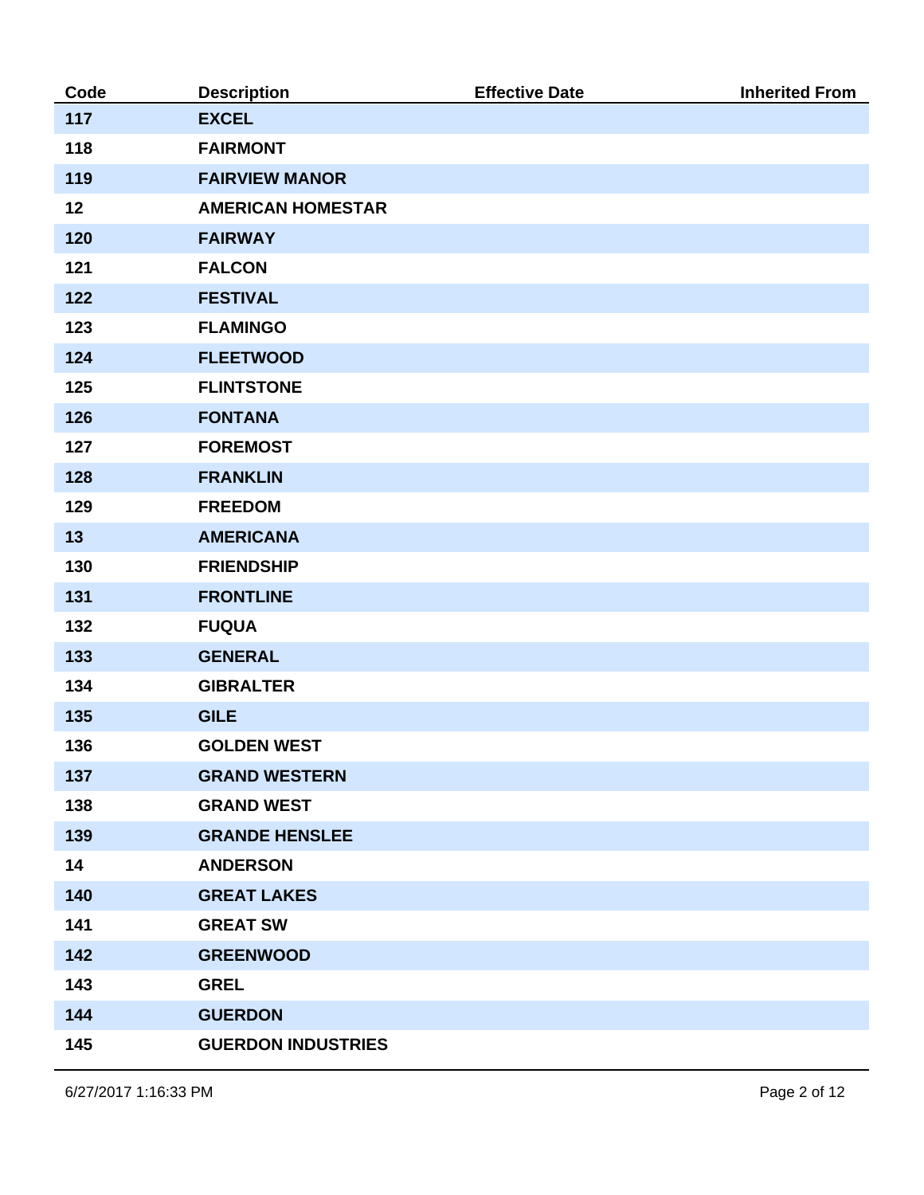| Code | Description | Effective Date | Inherited From |
|---|---|---|---|
| 117 | EXCEL | | |
| 118 | FAIRMONT | | |
| 119 | FAIRVIEW MANOR | | |
| 12 | AMERICAN HOMESTAR | | |
| 120 | FAIRWAY | | |
| 121 | FALCON | | |
| 122 | FESTIVAL | | |
| 123 | FLAMINGO | | |
| 124 | FLEETWOOD | | |
| 125 | FLINTSTONE | | |
| 126 | FONTANA | | |
| 127 | FOREMOST | | |
| 128 | FRANKLIN | | |
| 129 | FREEDOM | | |
| 13 | AMERICANA | | |
| 130 | FRIENDSHIP | | |
| 131 | FRONTLINE | | |
| 132 | FUQUA | | |
| 133 | GENERAL | | |
| 134 | GIBRALTER | | |
| 135 | GILE | | |
| 136 | GOLDEN WEST | | |
| 137 | GRAND WESTERN | | |
| 138 | GRAND WEST | | |
| 139 | GRANDE HENSLEE | | |
| 14 | ANDERSON | | |
| 140 | GREAT LAKES | | |
| 141 | GREAT SW | | |
| 142 | GREENWOOD | | |
| 143 | GREL | | |
| 144 | GUERDON | | |
| 145 | GUERDON INDUSTRIES | | |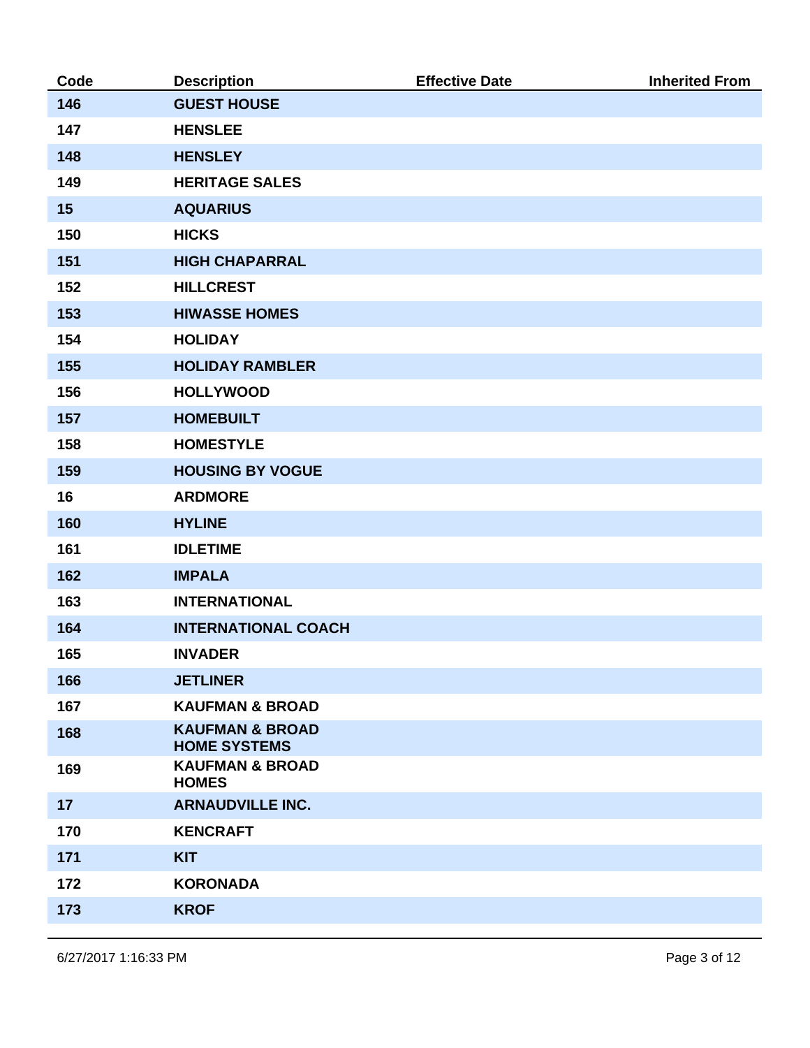| Code | Description | Effective Date | Inherited From |
|---|---|---|---|
| 146 | GUEST HOUSE | | |
| 147 | HENSLEE | | |
| 148 | HENSLEY | | |
| 149 | HERITAGE SALES | | |
| 15 | AQUARIUS | | |
| 150 | HICKS | | |
| 151 | HIGH CHAPARRAL | | |
| 152 | HILLCREST | | |
| 153 | HIWASSE HOMES | | |
| 154 | HOLIDAY | | |
| 155 | HOLIDAY RAMBLER | | |
| 156 | HOLLYWOOD | | |
| 157 | HOMEBUILT | | |
| 158 | HOMESTYLE | | |
| 159 | HOUSING BY VOGUE | | |
| 16 | ARDMORE | | |
| 160 | HYLINE | | |
| 161 | IDLETIME | | |
| 162 | IMPALA | | |
| 163 | INTERNATIONAL | | |
| 164 | INTERNATIONAL COACH | | |
| 165 | INVADER | | |
| 166 | JETLINER | | |
| 167 | KAUFMAN & BROAD | | |
| 168 | KAUFMAN & BROAD HOME SYSTEMS | | |
| 169 | KAUFMAN & BROAD HOMES | | |
| 17 | ARNAUDVILLE INC. | | |
| 170 | KENCRAFT | | |
| 171 | KIT | | |
| 172 | KORONADA | | |
| 173 | KROF | | |

6/27/2017 1:16:33 PM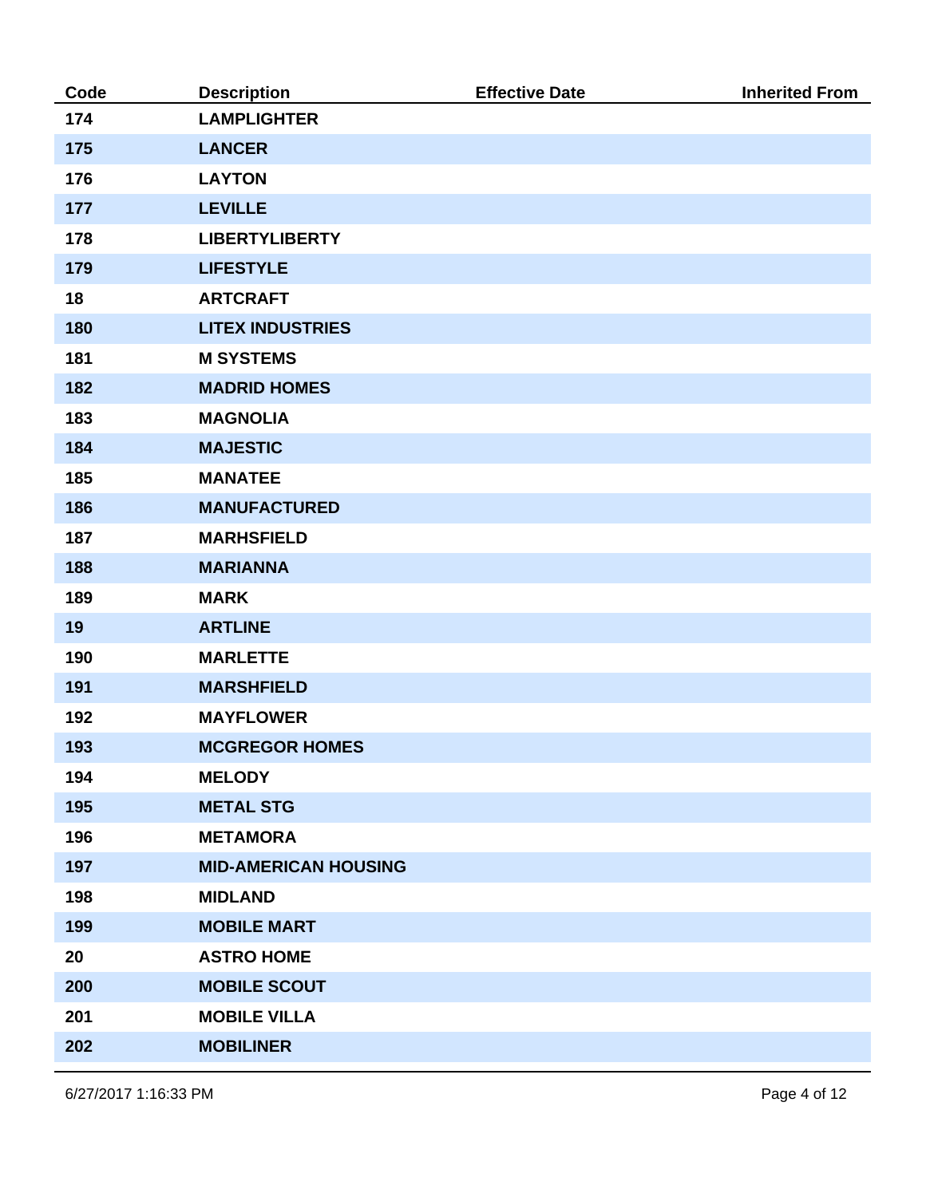| Code | Description | Effective Date | Inherited From |
|---|---|---|---|
| 174 | LAMPLIGHTER | | |
| 175 | LANCER | | |
| 176 | LAYTON | | |
| 177 | LEVILLE | | |
| 178 | LIBERTYLIBERTY | | |
| 179 | LIFESTYLE | | |
| 18 | ARTCRAFT | | |
| 180 | LITEX INDUSTRIES | | |
| 181 | M SYSTEMS | | |
| 182 | MADRID HOMES | | |
| 183 | MAGNOLIA | | |
| 184 | MAJESTIC | | |
| 185 | MANATEE | | |
| 186 | MANUFACTURED | | |
| 187 | MARHSFIELD | | |
| 188 | MARIANNA | | |
| 189 | MARK | | |
| 19 | ARTLINE | | |
| 190 | MARLETTE | | |
| 191 | MARSHFIELD | | |
| 192 | MAYFLOWER | | |
| 193 | MCGREGOR HOMES | | |
| 194 | MELODY | | |
| 195 | METAL STG | | |
| 196 | METAMORA | | |
| 197 | MID-AMERICAN HOUSING | | |
| 198 | MIDLAND | | |
| 199 | MOBILE MART | | |
| 20 | ASTRO HOME | | |
| 200 | MOBILE SCOUT | | |
| 201 | MOBILE VILLA | | |
| 202 | MOBILINER | | |

6/27/2017 1:16:33 PM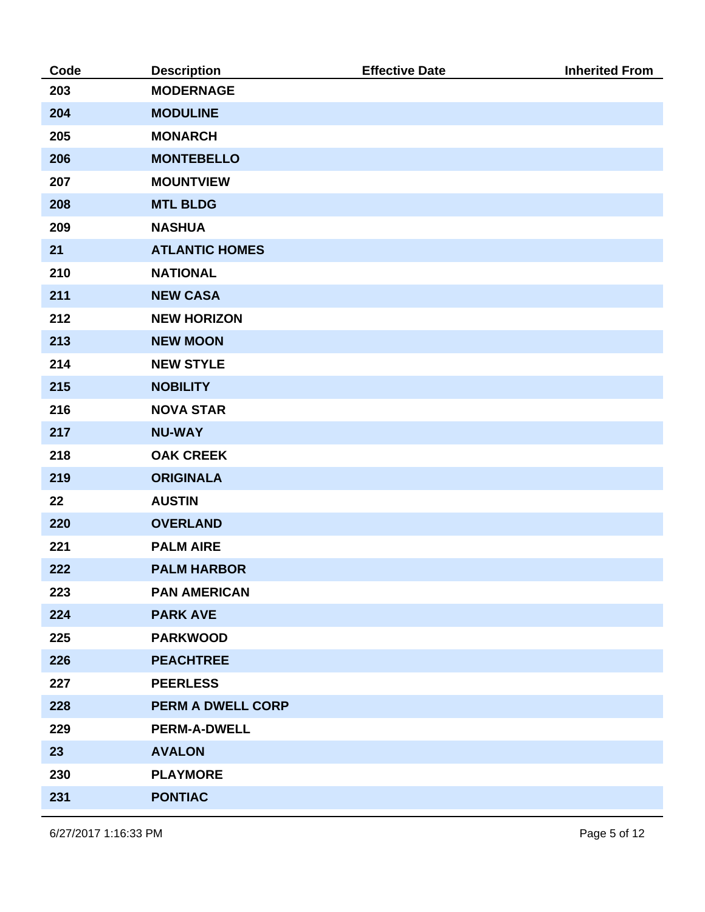| Code | Description | Effective Date | Inherited From |
| --- | --- | --- | --- |
| 203 | MODERNAGE | | |
| 204 | MODULINE | | |
| 205 | MONARCH | | |
| 206 | MONTEBELLO | | |
| 207 | MOUNTVIEW | | |
| 208 | MTL BLDG | | |
| 209 | NASHUA | | |
| 21 | ATLANTIC HOMES | | |
| 210 | NATIONAL | | |
| 211 | NEW CASA | | |
| 212 | NEW HORIZON | | |
| 213 | NEW MOON | | |
| 214 | NEW STYLE | | |
| 215 | NOBILITY | | |
| 216 | NOVA STAR | | |
| 217 | NU-WAY | | |
| 218 | OAK CREEK | | |
| 219 | ORIGINALA | | |
| 22 | AUSTIN | | |
| 220 | OVERLAND | | |
| 221 | PALM AIRE | | |
| 222 | PALM HARBOR | | |
| 223 | PAN AMERICAN | | |
| 224 | PARK AVE | | |
| 225 | PARKWOOD | | |
| 226 | PEACHTREE | | |
| 227 | PEERLESS | | |
| 228 | PERM A DWELL CORP | | |
| 229 | PERM-A-DWELL | | |
| 23 | AVALON | | |
| 230 | PLAYMORE | | |
| 231 | PONTIAC | | |

6/27/2017 1:16:33 PM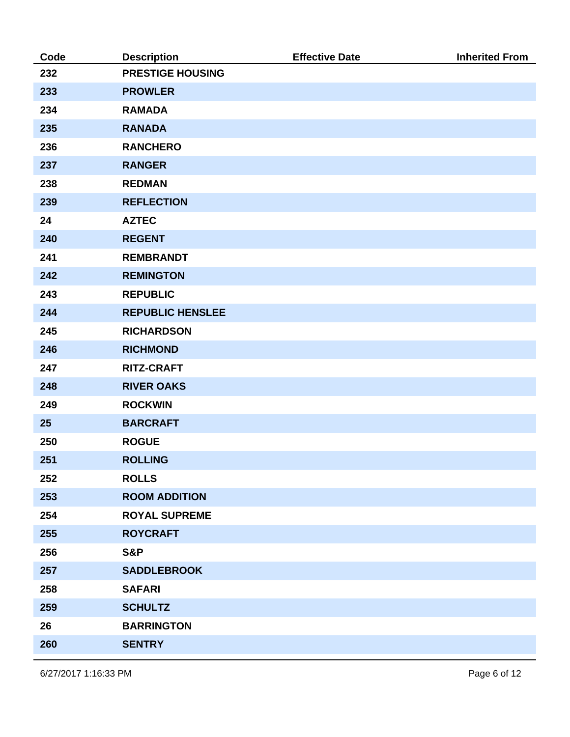| Code | Description | Effective Date | Inherited From |
|---|---|---|---|
| 232 | PRESTIGE HOUSING | | |
| 233 | PROWLER | | |
| 234 | RAMADA | | |
| 235 | RANADA | | |
| 236 | RANCHERO | | |
| 237 | RANGER | | |
| 238 | REDMAN | | |
| 239 | REFLECTION | | |
| 24 | AZTEC | | |
| 240 | REGENT | | |
| 241 | REMBRANDT | | |
| 242 | REMINGTON | | |
| 243 | REPUBLIC | | |
| 244 | REPUBLIC HENSLEE | | |
| 245 | RICHARDSON | | |
| 246 | RICHMOND | | |
| 247 | RITZ-CRAFT | | |
| 248 | RIVER OAKS | | |
| 249 | ROCKWIN | | |
| 25 | BARCRAFT | | |
| 250 | ROGUE | | |
| 251 | ROLLING | | |
| 252 | ROLLS | | |
| 253 | ROOM ADDITION | | |
| 254 | ROYAL SUPREME | | |
| 255 | ROYCRAFT | | |
| 256 | S&P | | |
| 257 | SADDLEBROOK | | |
| 258 | SAFARI | | |
| 259 | SCHULTZ | | |
| 26 | BARRINGTON | | |
| 260 | SENTRY | | |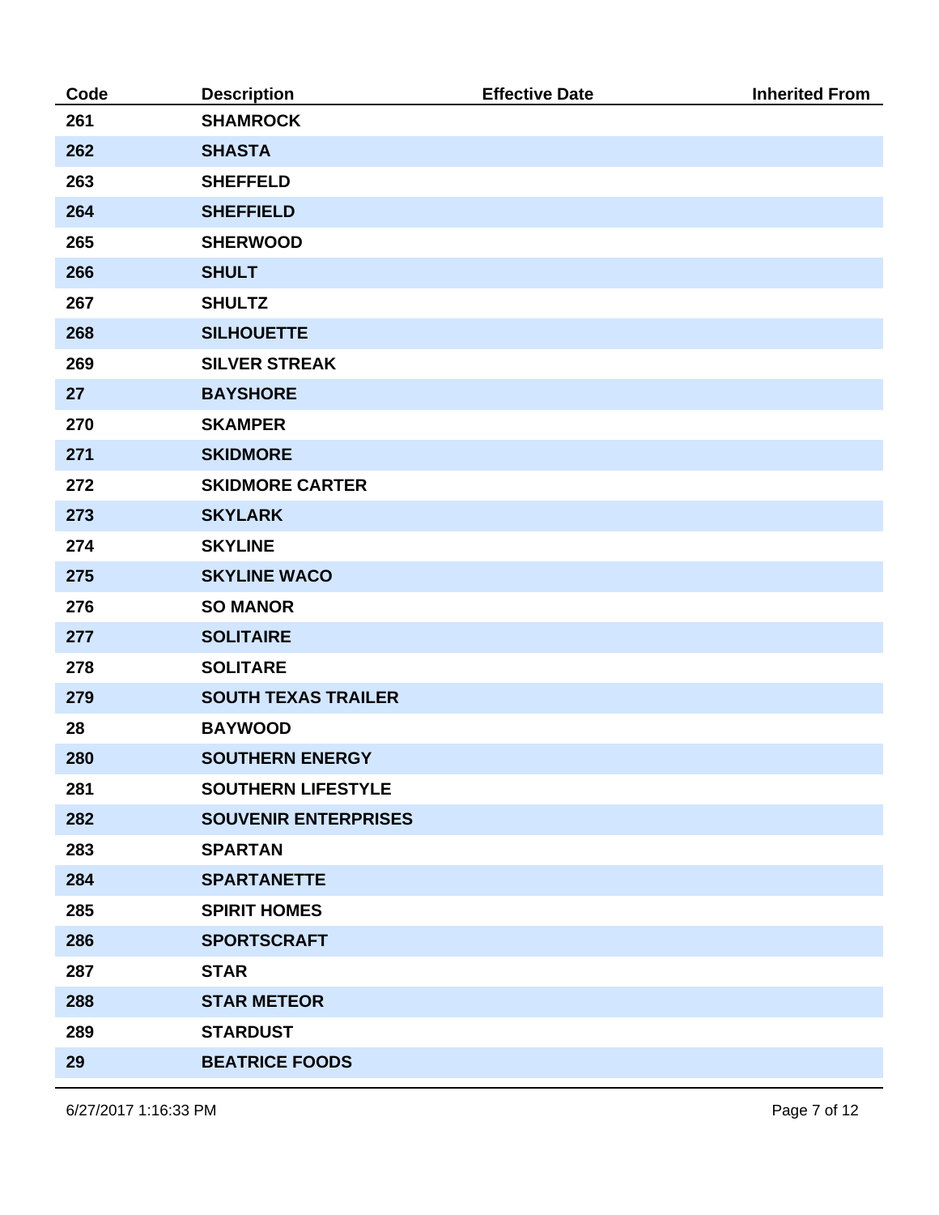| Code | Description | Effective Date | Inherited From |
| --- | --- | --- | --- |
| 261 | SHAMROCK | | |
| 262 | SHASTA | | |
| 263 | SHEFFELD | | |
| 264 | SHEFFIELD | | |
| 265 | SHERWOOD | | |
| 266 | SHULT | | |
| 267 | SHULTZ | | |
| 268 | SILHOUETTE | | |
| 269 | SILVER STREAK | | |
| 27 | BAYSHORE | | |
| 270 | SKAMPER | | |
| 271 | SKIDMORE | | |
| 272 | SKIDMORE CARTER | | |
| 273 | SKYLARK | | |
| 274 | SKYLINE | | |
| 275 | SKYLINE WACO | | |
| 276 | SO MANOR | | |
| 277 | SOLITAIRE | | |
| 278 | SOLITARE | | |
| 279 | SOUTH TEXAS TRAILER | | |
| 28 | BAYWOOD | | |
| 280 | SOUTHERN ENERGY | | |
| 281 | SOUTHERN LIFESTYLE | | |
| 282 | SOUVENIR ENTERPRISES | | |
| 283 | SPARTAN | | |
| 284 | SPARTANETTE | | |
| 285 | SPIRIT HOMES | | |
| 286 | SPORTSCRAFT | | |
| 287 | STAR | | |
| 288 | STAR METEOR | | |
| 289 | STARDUST | | |
| 29 | BEATRICE FOODS | | |

6/27/2017 1:16:33 PM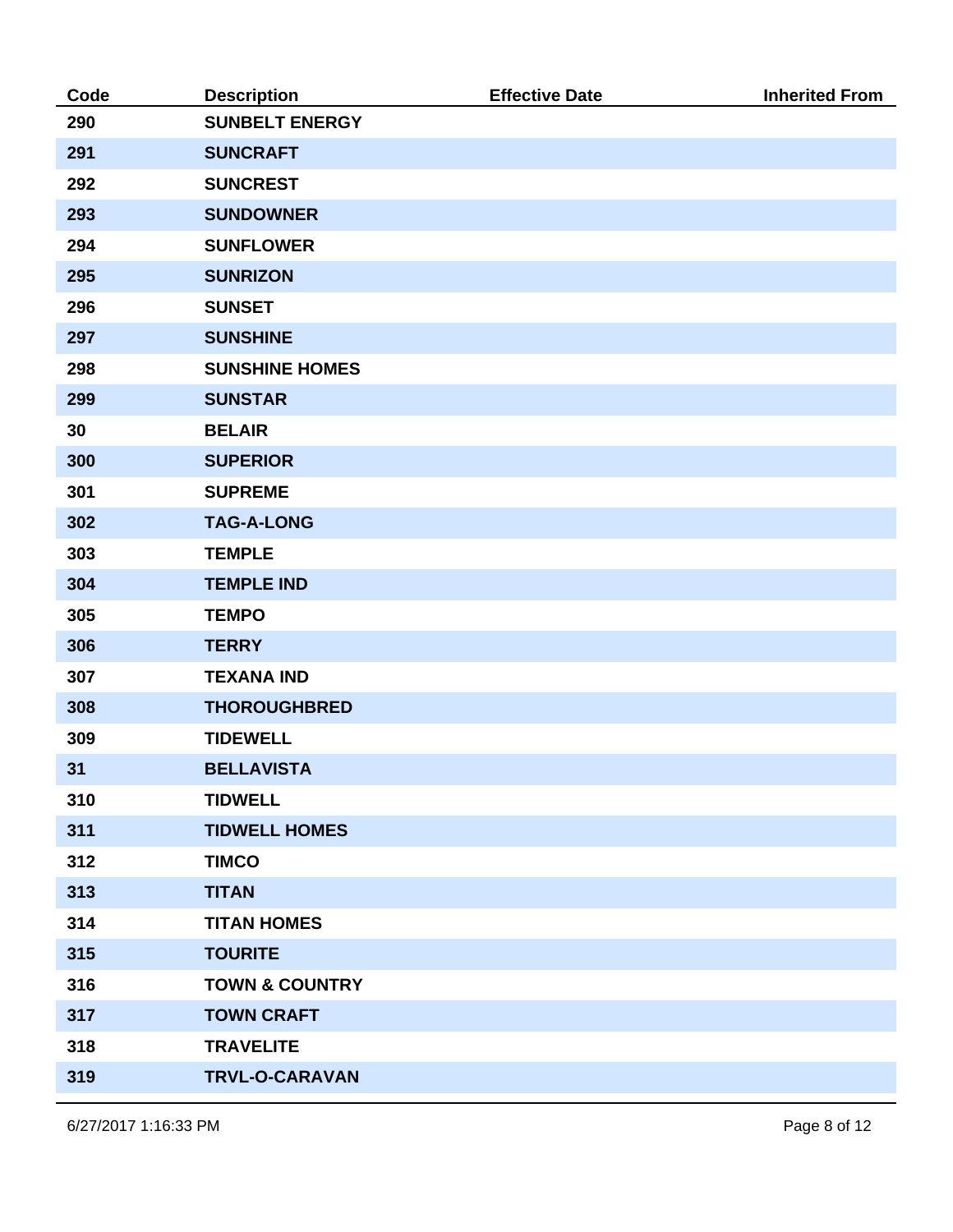| Code | Description | Effective Date | Inherited From |
|---|---|---|---|
| 290 | SUNBELT ENERGY | | |
| 291 | SUNCRAFT | | |
| 292 | SUNCREST | | |
| 293 | SUNDOWNER | | |
| 294 | SUNFLOWER | | |
| 295 | SUNRIZON | | |
| 296 | SUNSET | | |
| 297 | SUNSHINE | | |
| 298 | SUNSHINE HOMES | | |
| 299 | SUNSTAR | | |
| 30 | BELAIR | | |
| 300 | SUPERIOR | | |
| 301 | SUPREME | | |
| 302 | TAG-A-LONG | | |
| 303 | TEMPLE | | |
| 304 | TEMPLE IND | | |
| 305 | TEMPO | | |
| 306 | TERRY | | |
| 307 | TEXANA IND | | |
| 308 | THOROUGHBRED | | |
| 309 | TIDEWELL | | |
| 31 | BELLAVISTA | | |
| 310 | TIDWELL | | |
| 311 | TIDWELL HOMES | | |
| 312 | TIMCO | | |
| 313 | TITAN | | |
| 314 | TITAN HOMES | | |
| 315 | TOURITE | | |
| 316 | TOWN & COUNTRY | | |
| 317 | TOWN CRAFT | | |
| 318 | TRAVELITE | | |
| 319 | TRVL-O-CARAVAN | | |

6/27/2017 1:16:33 PM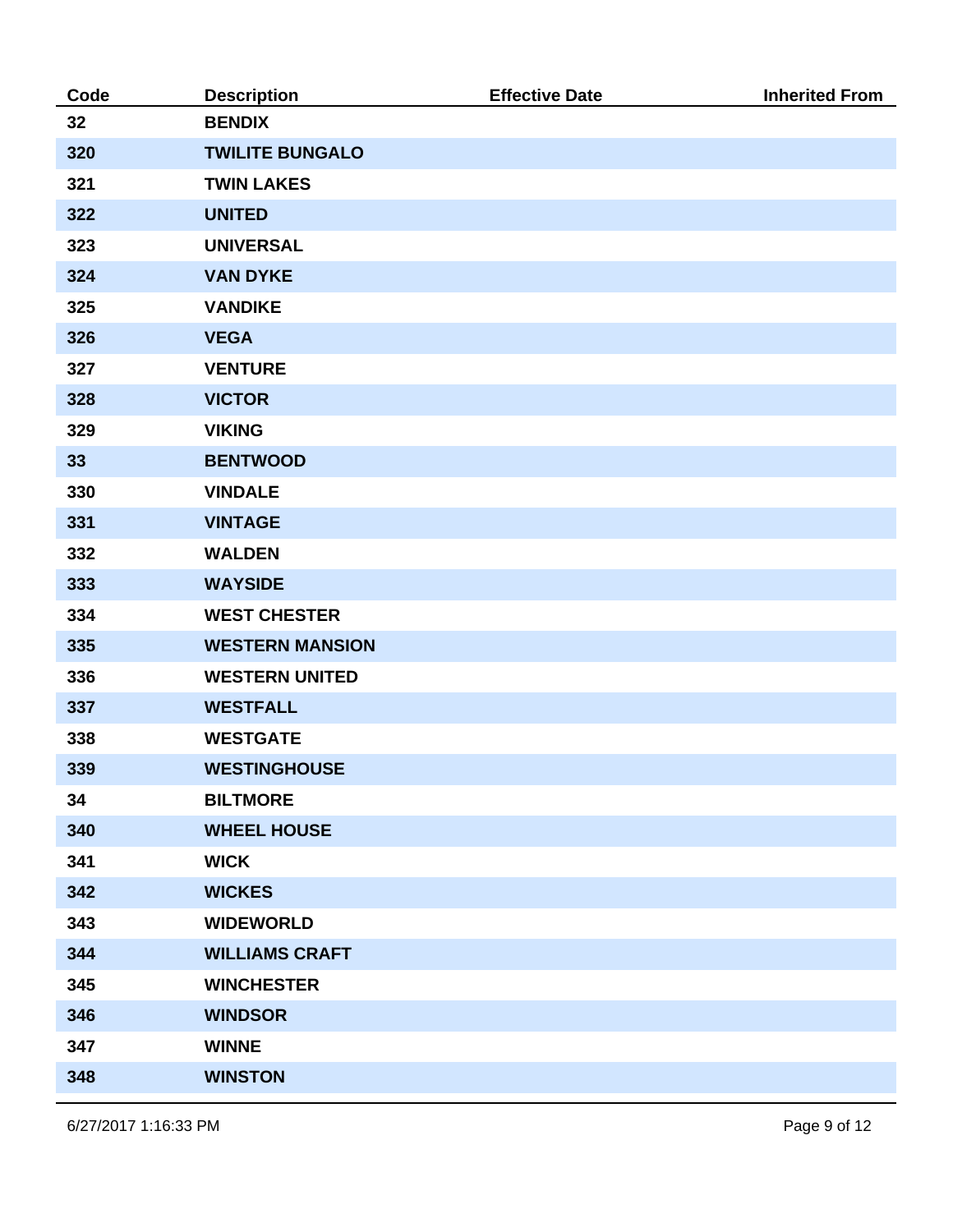| Code | Description | Effective Date | Inherited From |
|---|---|---|---|
| 32 | BENDIX | | |
| 320 | TWILITE BUNGALO | | |
| 321 | TWIN LAKES | | |
| 322 | UNITED | | |
| 323 | UNIVERSAL | | |
| 324 | VAN DYKE | | |
| 325 | VANDIKE | | |
| 326 | VEGA | | |
| 327 | VENTURE | | |
| 328 | VICTOR | | |
| 329 | VIKING | | |
| 33 | BENTWOOD | | |
| 330 | VINDALE | | |
| 331 | VINTAGE | | |
| 332 | WALDEN | | |
| 333 | WAYSIDE | | |
| 334 | WEST CHESTER | | |
| 335 | WESTERN MANSION | | |
| 336 | WESTERN UNITED | | |
| 337 | WESTFALL | | |
| 338 | WESTGATE | | |
| 339 | WESTINGHOUSE | | |
| 34 | BILTMORE | | |
| 340 | WHEEL HOUSE | | |
| 341 | WICK | | |
| 342 | WICKES | | |
| 343 | WIDEWORLD | | |
| 344 | WILLIAMS CRAFT | | |
| 345 | WINCHESTER | | |
| 346 | WINDSOR | | |
| 347 | WINNE | | |
| 348 | WINSTON | | |

6/27/2017 1:16:33 PM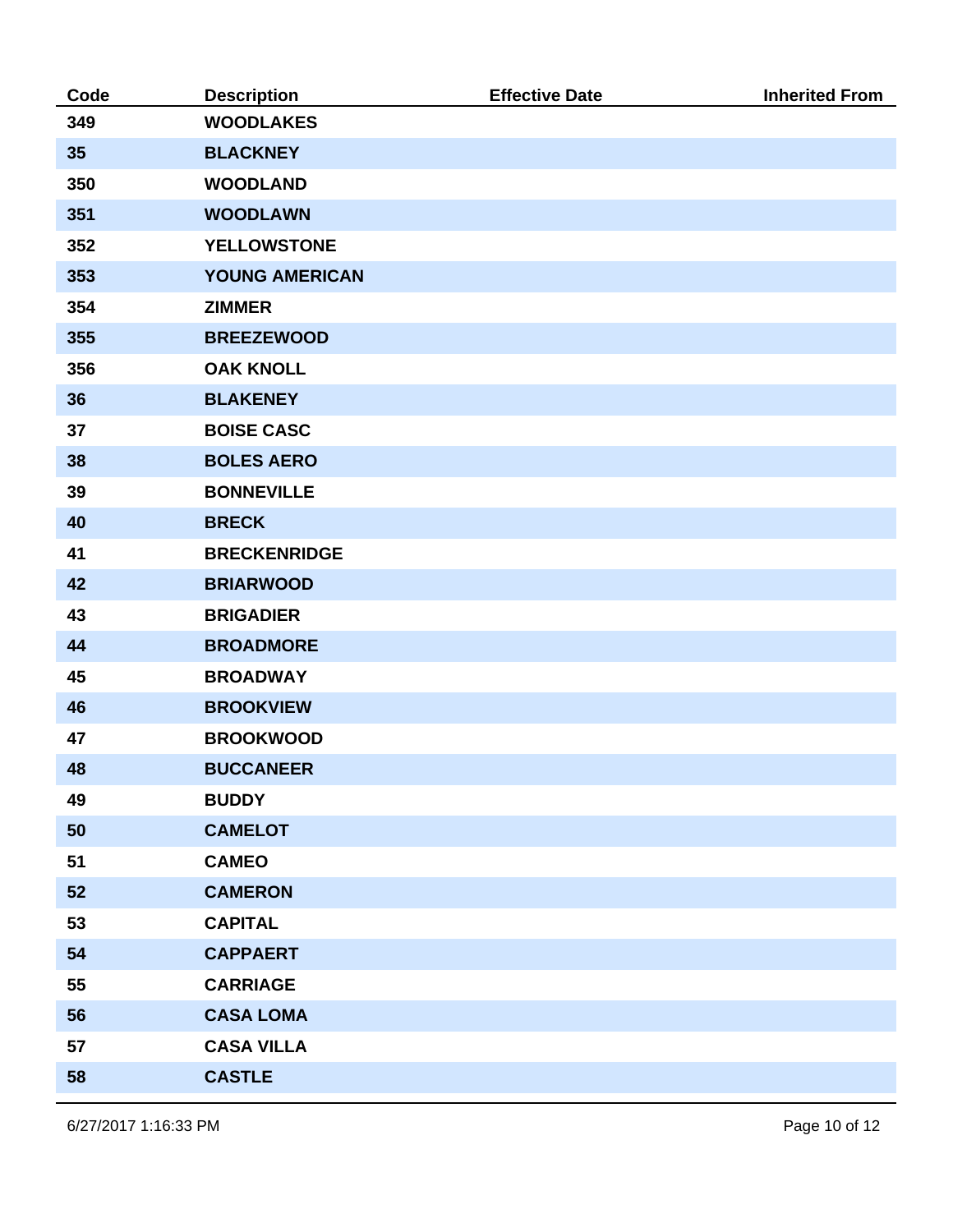| Code | Description | Effective Date | Inherited From |
| --- | --- | --- | --- |
| 349 | WOODLAKES | | |
| 35 | BLACKNEY | | |
| 350 | WOODLAND | | |
| 351 | WOODLAWN | | |
| 352 | YELLOWSTONE | | |
| 353 | YOUNG AMERICAN | | |
| 354 | ZIMMER | | |
| 355 | BREEZEWOOD | | |
| 356 | OAK KNOLL | | |
| 36 | BLAKENEY | | |
| 37 | BOISE CASC | | |
| 38 | BOLES AERO | | |
| 39 | BONNEVILLE | | |
| 40 | BRECK | | |
| 41 | BRECKENRIDGE | | |
| 42 | BRIARWOOD | | |
| 43 | BRIGADIER | | |
| 44 | BROADMORE | | |
| 45 | BROADWAY | | |
| 46 | BROOKVIEW | | |
| 47 | BROOKWOOD | | |
| 48 | BUCCANEER | | |
| 49 | BUDDY | | |
| 50 | CAMELOT | | |
| 51 | CAMEO | | |
| 52 | CAMERON | | |
| 53 | CAPITAL | | |
| 54 | CAPPAERT | | |
| 55 | CARRIAGE | | |
| 56 | CASA LOMA | | |
| 57 | CASA VILLA | | |
| 58 | CASTLE | | |

6/27/2017 1:16:33 PM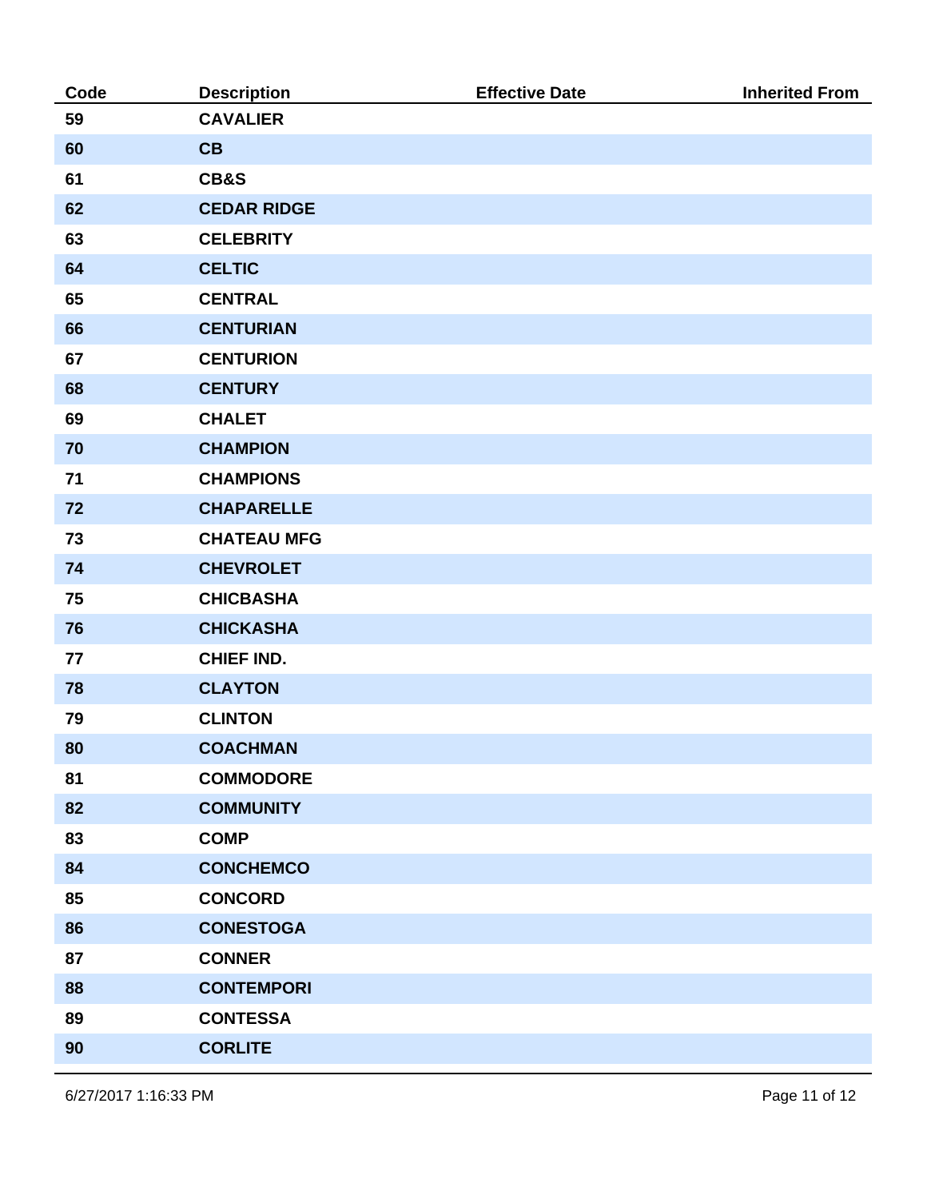| Code | Description | Effective Date | Inherited From |
|---|---|---|---|
| 59 | CAVALIER | | |
| 60 | CB | | |
| 61 | CB&S | | |
| 62 | CEDAR RIDGE | | |
| 63 | CELEBRITY | | |
| 64 | CELTIC | | |
| 65 | CENTRAL | | |
| 66 | CENTURIAN | | |
| 67 | CENTURION | | |
| 68 | CENTURY | | |
| 69 | CHALET | | |
| 70 | CHAMPION | | |
| 71 | CHAMPIONS | | |
| 72 | CHAPARELLE | | |
| 73 | CHATEAU MFG | | |
| 74 | CHEVROLET | | |
| 75 | CHICBASHA | | |
| 76 | CHICKASHA | | |
| 77 | CHIEF IND. | | |
| 78 | CLAYTON | | |
| 79 | CLINTON | | |
| 80 | COACHMAN | | |
| 81 | COMMODORE | | |
| 82 | COMMUNITY | | |
| 83 | COMP | | |
| 84 | CONCHEMCO | | |
| 85 | CONCORD | | |
| 86 | CONESTOGA | | |
| 87 | CONNER | | |
| 88 | CONTEMPORI | | |
| 89 | CONTESSA | | |
| 90 | CORLITE | | |

6/27/2017 1:16:33 PM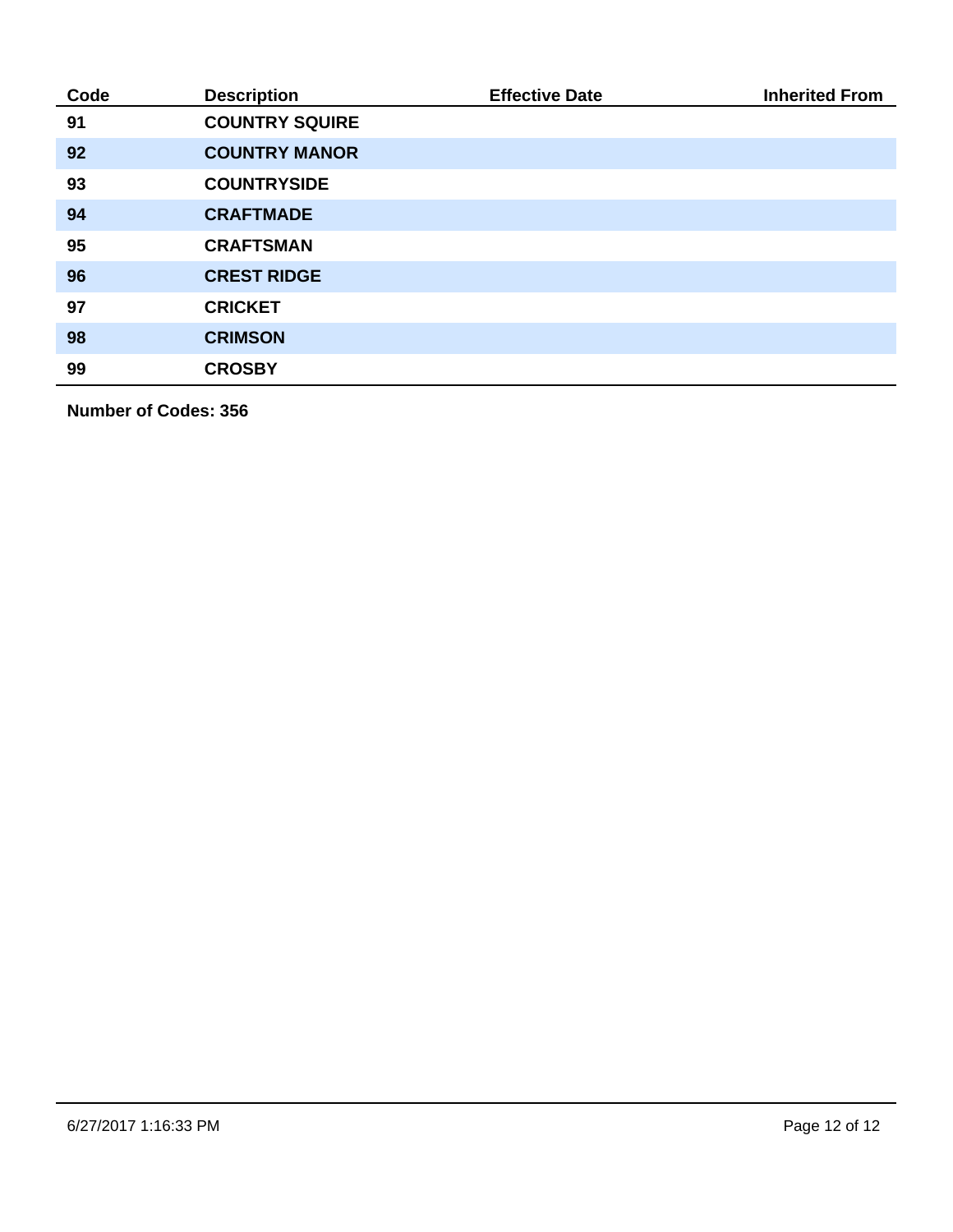| Code | Description | Effective Date | Inherited From |
|---|---|---|---|
| 91 | COUNTRY SQUIRE | | |
| 92 | COUNTRY MANOR | | |
| 93 | COUNTRYSIDE | | |
| 94 | CRAFTMADE | | |
| 95 | CRAFTSMAN | | |
| 96 | CREST RIDGE | | |
| 97 | CRICKET | | |
| 98 | CRIMSON | | |
| 99 | CROSBY | | |

**Number of Codes: 356**

6/27/2017 1:16:33 PM